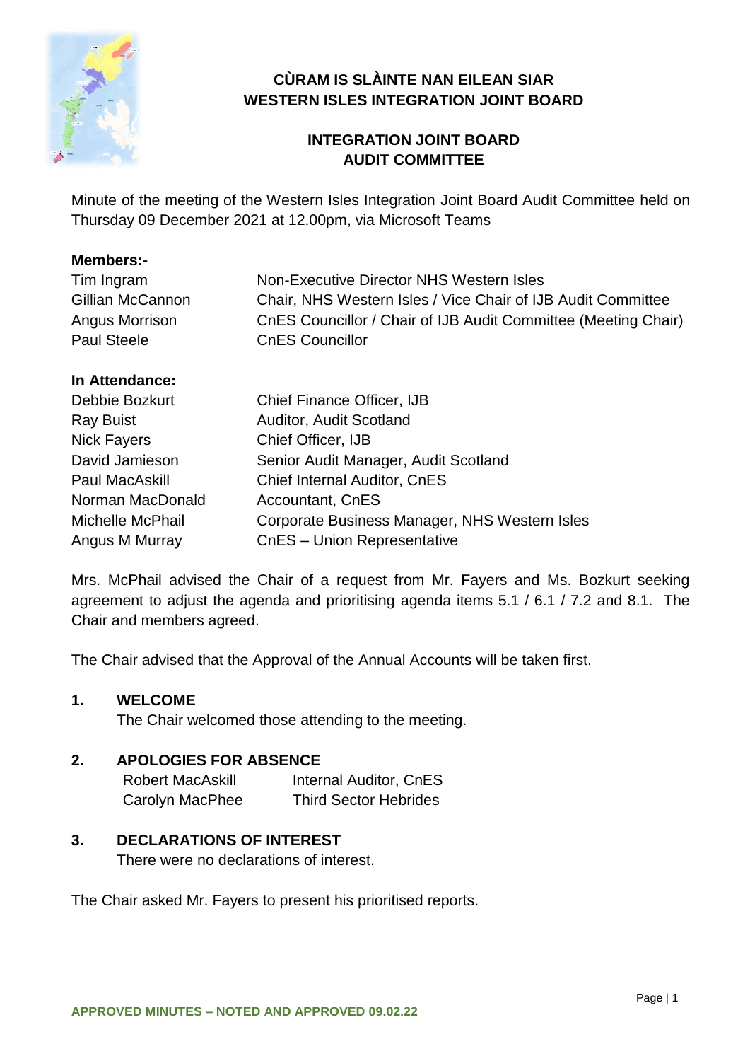# CÙRAM IS SLÀINTE NAN EILEAN SIAR
# WESTERN ISLES INTEGRATION JOINT BOARD

## INTEGRATION JOINT BOARD
## AUDIT COMMITTEE

Minute of the meeting of the Western Isles Integration Joint Board Audit Committee held on Thursday 09 December 2021 at 12.00pm, via Microsoft Teams

**Members:-**

| | |
|---|---|
| Tim Ingram | Non-Executive Director NHS Western Isles |
| Gillian McCannon | Chair, NHS Western Isles / Vice Chair of IJB Audit Committee |
| Angus Morrison | CnES Councillor / Chair of IJB Audit Committee (Meeting Chair) |
| Paul Steele | CnES Councillor |

**In Attendance:**

| | |
|---|---|
| Debbie Bozkurt | Chief Finance Officer, IJB |
| Ray Buist | Auditor, Audit Scotland |
| Nick Fayers | Chief Officer, IJB |
| David Jamieson | Senior Audit Manager, Audit Scotland |
| Paul MacAskill | Chief Internal Auditor, CnES |
| Norman MacDonald | Accountant, CnES |
| Michelle McPhail | Corporate Business Manager, NHS Western Isles |
| Angus M Murray | CnES – Union Representative |

Mrs. McPhail advised the Chair of a request from Mr. Fayers and Ms. Bozkurt seeking agreement to adjust the agenda and prioritising agenda items 5.1 / 6.1 / 7.2 and 8.1. The Chair and members agreed.

The Chair advised that the Approval of the Annual Accounts will be taken first.

**1. WELCOME**

The Chair welcomed those attending to the meeting.

**2. APOLOGIES FOR ABSENCE**

| | |
|---|---|
| Robert MacAskill | Internal Auditor, CnES |
| Carolyn MacPhee | Third Sector Hebrides |

**3. DECLARATIONS OF INTEREST**

There were no declarations of interest.

The Chair asked Mr. Fayers to present his prioritised reports.

APPROVED MINUTES – NOTED AND APPROVED 09.02.22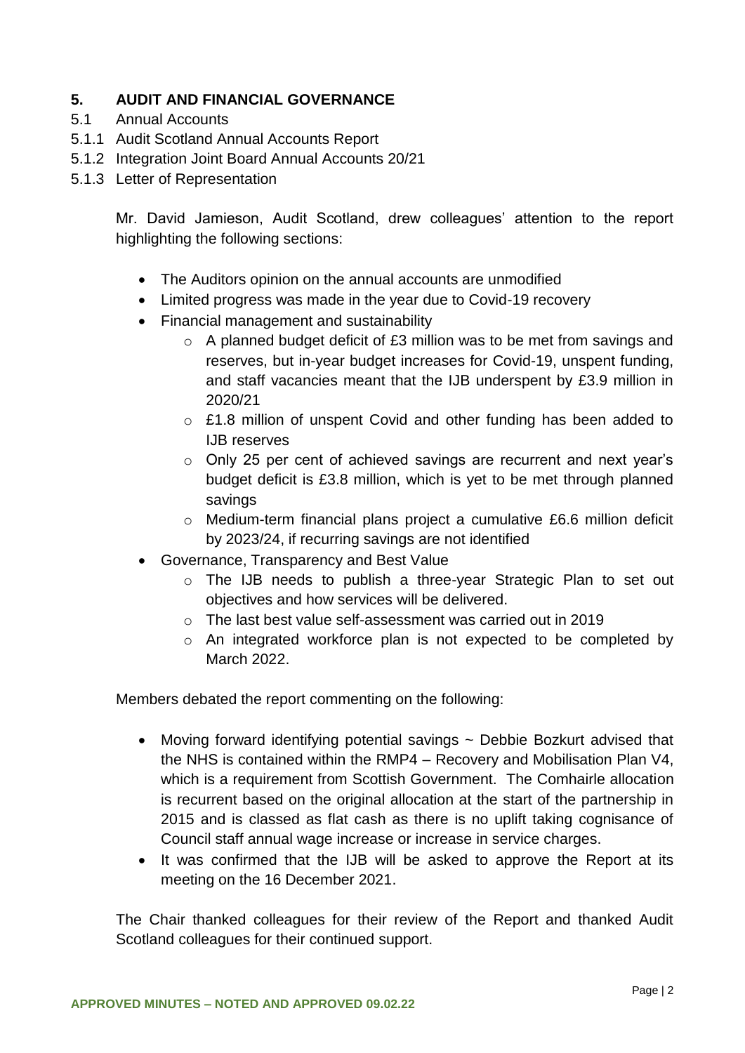## 5. AUDIT AND FINANCIAL GOVERNANCE

5.1 Annual Accounts

5.1.1 Audit Scotland Annual Accounts Report

5.1.2 Integration Joint Board Annual Accounts 20/21

5.1.3 Letter of Representation

Mr. David Jamieson, Audit Scotland, drew colleagues' attention to the report highlighting the following sections:

- The Auditors opinion on the annual accounts are unmodified
- Limited progress was made in the year due to Covid-19 recovery
- Financial management and sustainability
  - A planned budget deficit of £3 million was to be met from savings and reserves, but in-year budget increases for Covid-19, unspent funding, and staff vacancies meant that the IJB underspent by £3.9 million in 2020/21
  - £1.8 million of unspent Covid and other funding has been added to IJB reserves
  - Only 25 per cent of achieved savings are recurrent and next year's budget deficit is £3.8 million, which is yet to be met through planned savings
  - Medium-term financial plans project a cumulative £6.6 million deficit by 2023/24, if recurring savings are not identified
- Governance, Transparency and Best Value
  - The IJB needs to publish a three-year Strategic Plan to set out objectives and how services will be delivered.
  - The last best value self-assessment was carried out in 2019
  - An integrated workforce plan is not expected to be completed by March 2022.

Members debated the report commenting on the following:

- Moving forward identifying potential savings ~ Debbie Bozkurt advised that the NHS is contained within the RMP4 – Recovery and Mobilisation Plan V4, which is a requirement from Scottish Government. The Comhairle allocation is recurrent based on the original allocation at the start of the partnership in 2015 and is classed as flat cash as there is no uplift taking cognisance of Council staff annual wage increase or increase in service charges.
- It was confirmed that the IJB will be asked to approve the Report at its meeting on the 16 December 2021.

The Chair thanked colleagues for their review of the Report and thanked Audit Scotland colleagues for their continued support.

APPROVED MINUTES – NOTED AND APPROVED 09.02.22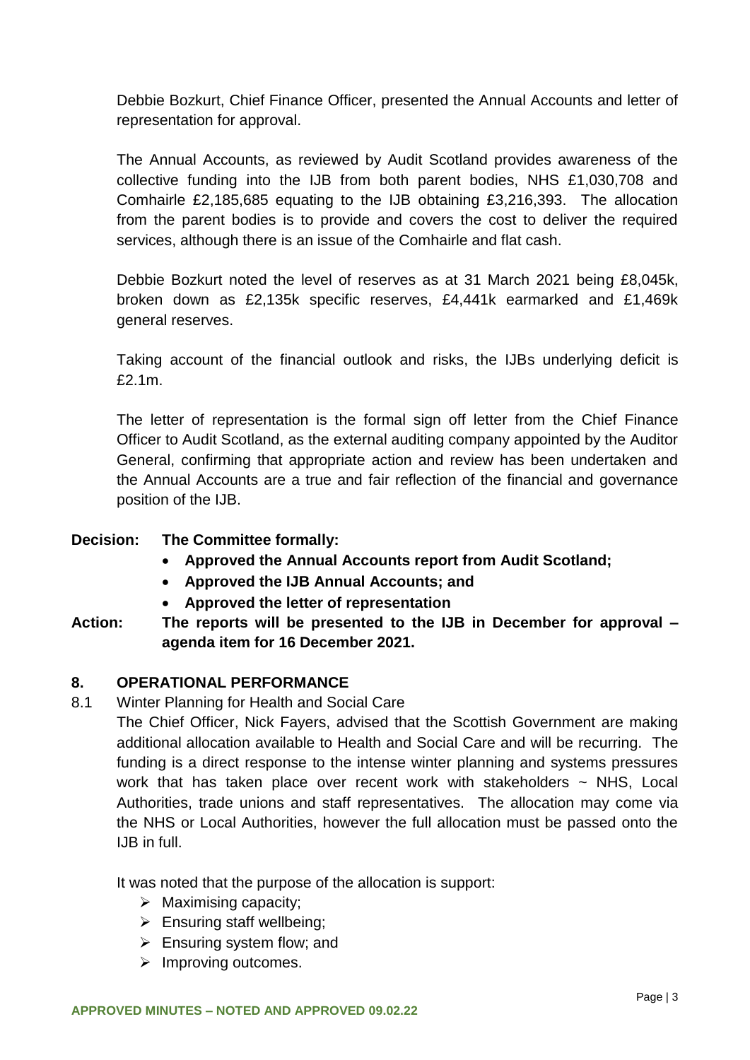Debbie Bozkurt, Chief Finance Officer, presented the Annual Accounts and letter of representation for approval.

The Annual Accounts, as reviewed by Audit Scotland provides awareness of the collective funding into the IJB from both parent bodies, NHS £1,030,708 and Comhairle £2,185,685 equating to the IJB obtaining £3,216,393. The allocation from the parent bodies is to provide and covers the cost to deliver the required services, although there is an issue of the Comhairle and flat cash.

Debbie Bozkurt noted the level of reserves as at 31 March 2021 being £8,045k, broken down as £2,135k specific reserves, £4,441k earmarked and £1,469k general reserves.

Taking account of the financial outlook and risks, the IJBs underlying deficit is £2.1m.

The letter of representation is the formal sign off letter from the Chief Finance Officer to Audit Scotland, as the external auditing company appointed by the Auditor General, confirming that appropriate action and review has been undertaken and the Annual Accounts are a true and fair reflection of the financial and governance position of the IJB.

**Decision: The Committee formally:**

- **Approved the Annual Accounts report from Audit Scotland;**
- **Approved the IJB Annual Accounts; and**
- **Approved the letter of representation**

**Action: The reports will be presented to the IJB in December for approval – agenda item for 16 December 2021.**

## 8. OPERATIONAL PERFORMANCE

8.1 Winter Planning for Health and Social Care

The Chief Officer, Nick Fayers, advised that the Scottish Government are making additional allocation available to Health and Social Care and will be recurring. The funding is a direct response to the intense winter planning and systems pressures work that has taken place over recent work with stakeholders ~ NHS, Local Authorities, trade unions and staff representatives. The allocation may come via the NHS or Local Authorities, however the full allocation must be passed onto the IJB in full.

It was noted that the purpose of the allocation is support:

- Maximising capacity;
- Ensuring staff wellbeing;
- Ensuring system flow; and
- Improving outcomes.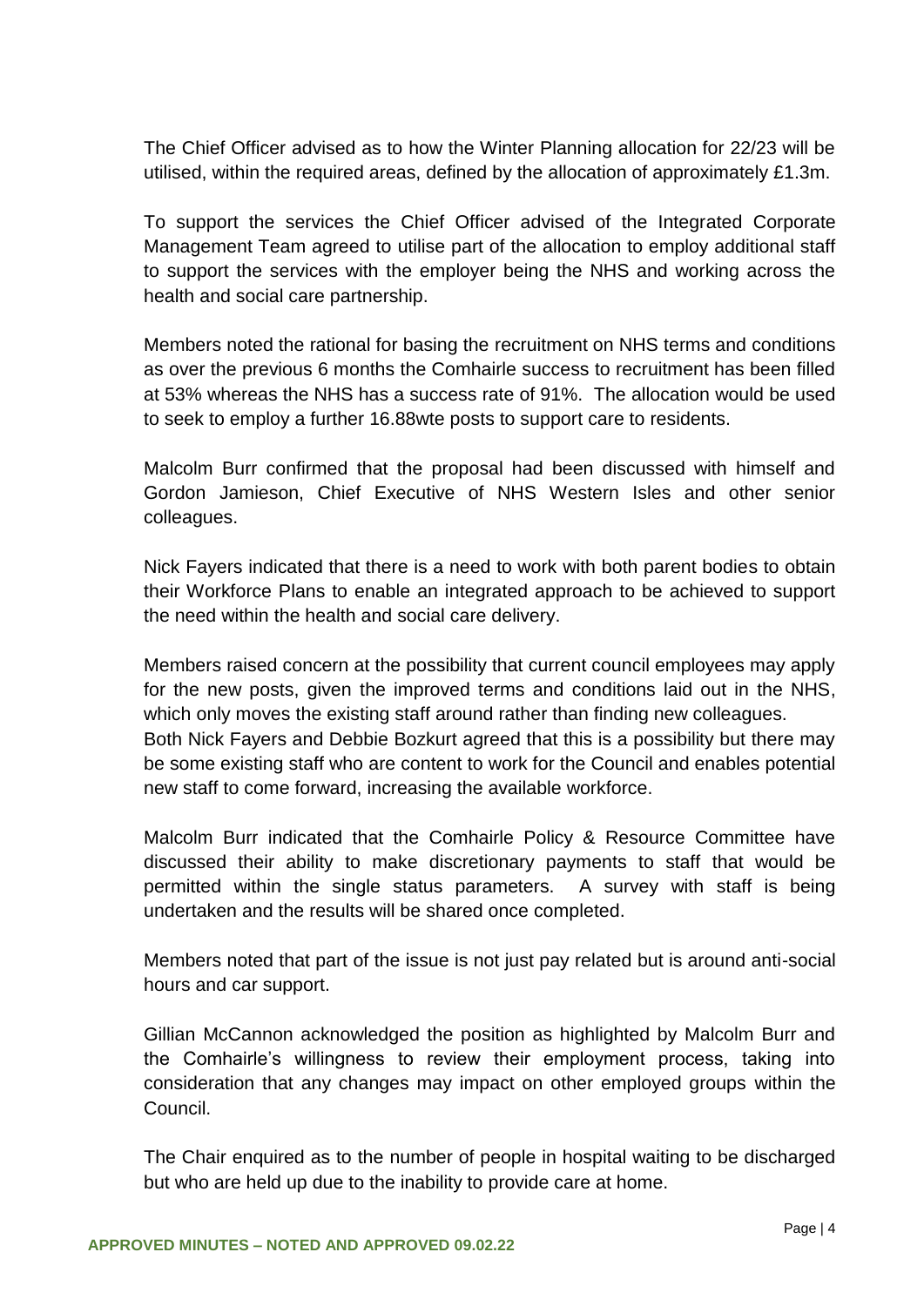The Chief Officer advised as to how the Winter Planning allocation for 22/23 will be utilised, within the required areas, defined by the allocation of approximately £1.3m.

To support the services the Chief Officer advised of the Integrated Corporate Management Team agreed to utilise part of the allocation to employ additional staff to support the services with the employer being the NHS and working across the health and social care partnership.

Members noted the rational for basing the recruitment on NHS terms and conditions as over the previous 6 months the Comhairle success to recruitment has been filled at 53% whereas the NHS has a success rate of 91%. The allocation would be used to seek to employ a further 16.88wte posts to support care to residents.

Malcolm Burr confirmed that the proposal had been discussed with himself and Gordon Jamieson, Chief Executive of NHS Western Isles and other senior colleagues.

Nick Fayers indicated that there is a need to work with both parent bodies to obtain their Workforce Plans to enable an integrated approach to be achieved to support the need within the health and social care delivery.

Members raised concern at the possibility that current council employees may apply for the new posts, given the improved terms and conditions laid out in the NHS, which only moves the existing staff around rather than finding new colleagues.
Both Nick Fayers and Debbie Bozkurt agreed that this is a possibility but there may be some existing staff who are content to work for the Council and enables potential new staff to come forward, increasing the available workforce.

Malcolm Burr indicated that the Comhairle Policy & Resource Committee have discussed their ability to make discretionary payments to staff that would be permitted within the single status parameters. A survey with staff is being undertaken and the results will be shared once completed.

Members noted that part of the issue is not just pay related but is around anti-social hours and car support.

Gillian McCannon acknowledged the position as highlighted by Malcolm Burr and the Comhairle's willingness to review their employment process, taking into consideration that any changes may impact on other employed groups within the Council.

The Chair enquired as to the number of people in hospital waiting to be discharged but who are held up due to the inability to provide care at home.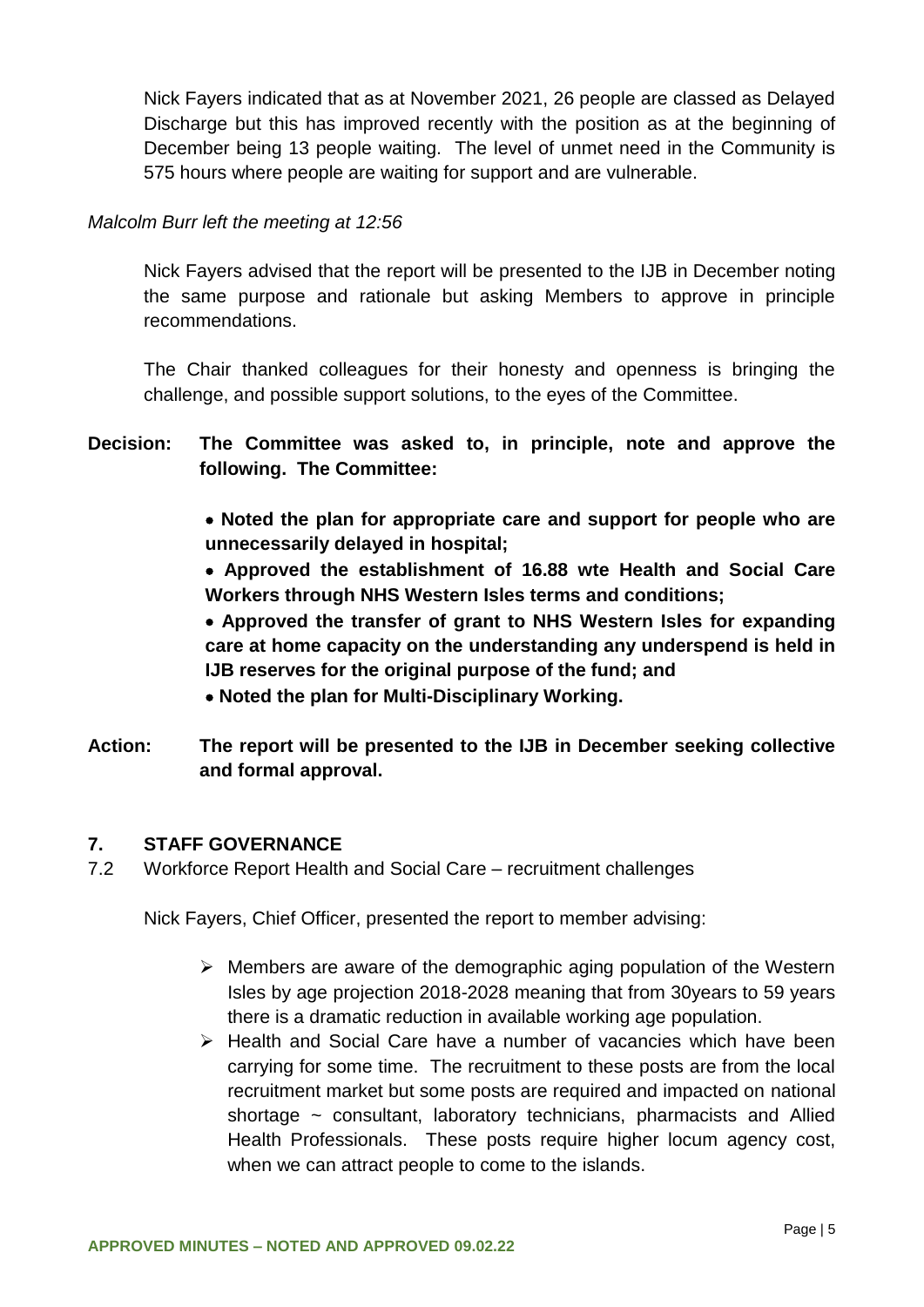Nick Fayers indicated that as at November 2021, 26 people are classed as Delayed Discharge but this has improved recently with the position as at the beginning of December being 13 people waiting. The level of unmet need in the Community is 575 hours where people are waiting for support and are vulnerable.

*Malcolm Burr left the meeting at 12:56*

Nick Fayers advised that the report will be presented to the IJB in December noting the same purpose and rationale but asking Members to approve in principle recommendations.

The Chair thanked colleagues for their honesty and openness is bringing the challenge, and possible support solutions, to the eyes of the Committee.

**Decision: The Committee was asked to, in principle, note and approve the following. The Committee:**

- **Noted the plan for appropriate care and support for people who are unnecessarily delayed in hospital;**
- **Approved the establishment of 16.88 wte Health and Social Care Workers through NHS Western Isles terms and conditions;**
- **Approved the transfer of grant to NHS Western Isles for expanding care at home capacity on the understanding any underspend is held in IJB reserves for the original purpose of the fund; and**
- **Noted the plan for Multi-Disciplinary Working.**

**Action: The report will be presented to the IJB in December seeking collective and formal approval.**

## 7. STAFF GOVERNANCE

7.2 Workforce Report Health and Social Care – recruitment challenges

Nick Fayers, Chief Officer, presented the report to member advising:

- Members are aware of the demographic aging population of the Western Isles by age projection 2018-2028 meaning that from 30years to 59 years there is a dramatic reduction in available working age population.
- Health and Social Care have a number of vacancies which have been carrying for some time. The recruitment to these posts are from the local recruitment market but some posts are required and impacted on national shortage ~ consultant, laboratory technicians, pharmacists and Allied Health Professionals. These posts require higher locum agency cost, when we can attract people to come to the islands.

**APPROVED MINUTES – NOTED AND APPROVED 09.02.22**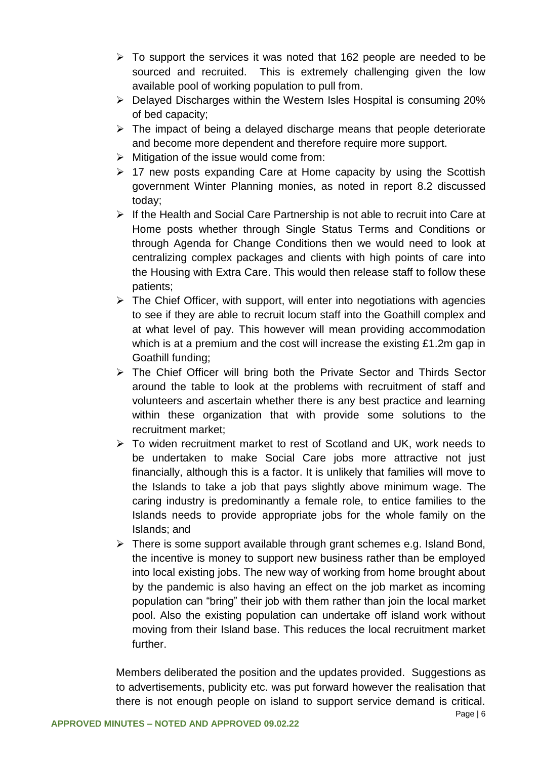- To support the services it was noted that 162 people are needed to be sourced and recruited. This is extremely challenging given the low available pool of working population to pull from.
- Delayed Discharges within the Western Isles Hospital is consuming 20% of bed capacity;
- The impact of being a delayed discharge means that people deteriorate and become more dependent and therefore require more support.
- Mitigation of the issue would come from:
- 17 new posts expanding Care at Home capacity by using the Scottish government Winter Planning monies, as noted in report 8.2 discussed today;
- If the Health and Social Care Partnership is not able to recruit into Care at Home posts whether through Single Status Terms and Conditions or through Agenda for Change Conditions then we would need to look at centralizing complex packages and clients with high points of care into the Housing with Extra Care. This would then release staff to follow these patients;
- The Chief Officer, with support, will enter into negotiations with agencies to see if they are able to recruit locum staff into the Goathill complex and at what level of pay. This however will mean providing accommodation which is at a premium and the cost will increase the existing £1.2m gap in Goathill funding;
- The Chief Officer will bring both the Private Sector and Thirds Sector around the table to look at the problems with recruitment of staff and volunteers and ascertain whether there is any best practice and learning within these organization that with provide some solutions to the recruitment market;
- To widen recruitment market to rest of Scotland and UK, work needs to be undertaken to make Social Care jobs more attractive not just financially, although this is a factor. It is unlikely that families will move to the Islands to take a job that pays slightly above minimum wage. The caring industry is predominantly a female role, to entice families to the Islands needs to provide appropriate jobs for the whole family on the Islands; and
- There is some support available through grant schemes e.g. Island Bond, the incentive is money to support new business rather than be employed into local existing jobs. The new way of working from home brought about by the pandemic is also having an effect on the job market as incoming population can "bring" their job with them rather than join the local market pool. Also the existing population can undertake off island work without moving from their Island base. This reduces the local recruitment market further.

Members deliberated the position and the updates provided. Suggestions as to advertisements, publicity etc. was put forward however the realisation that there is not enough people on island to support service demand is critical.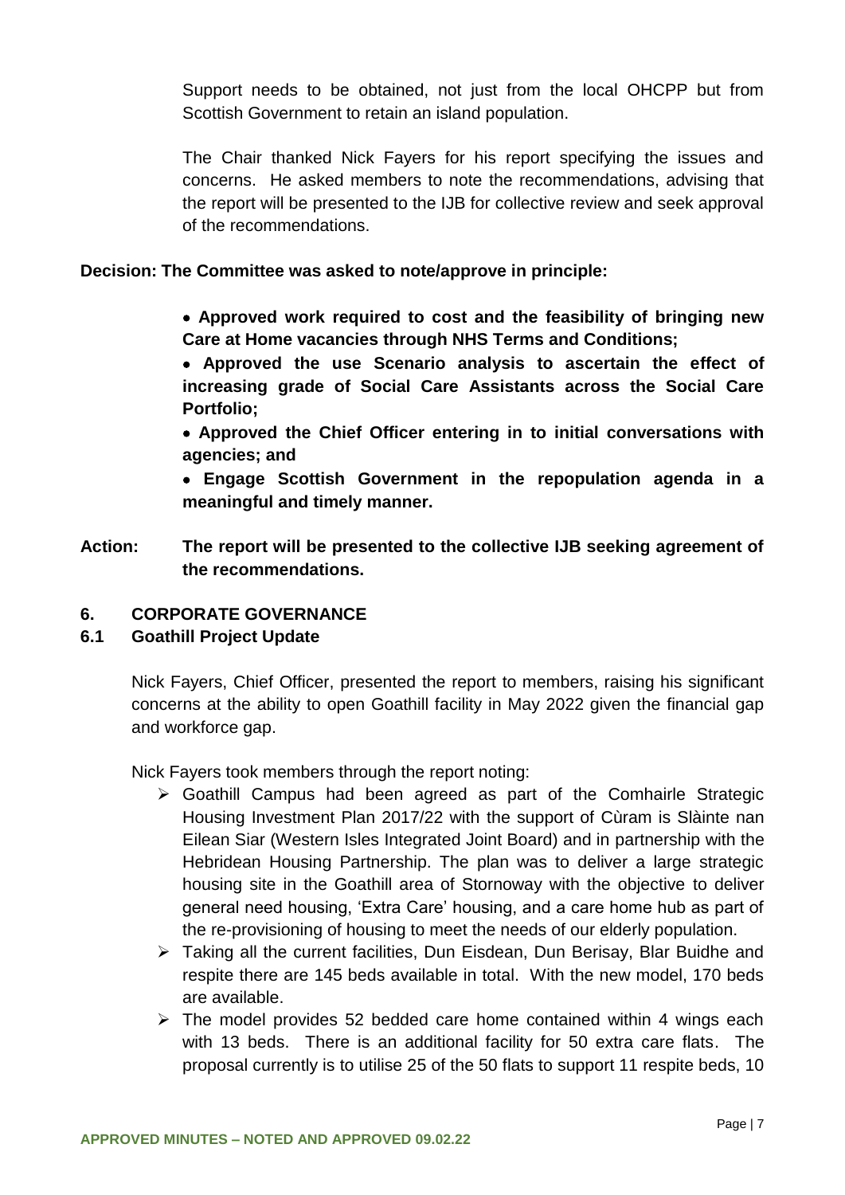Support needs to be obtained, not just from the local OHCPP but from Scottish Government to retain an island population.

The Chair thanked Nick Fayers for his report specifying the issues and concerns. He asked members to note the recommendations, advising that the report will be presented to the IJB for collective review and seek approval of the recommendations.

**Decision: The Committee was asked to note/approve in principle:**

- **Approved work required to cost and the feasibility of bringing new Care at Home vacancies through NHS Terms and Conditions;**
- **Approved the use Scenario analysis to ascertain the effect of increasing grade of Social Care Assistants across the Social Care Portfolio;**
- **Approved the Chief Officer entering in to initial conversations with agencies; and**
- **Engage Scottish Government in the repopulation agenda in a meaningful and timely manner.**

**Action:** **The report will be presented to the collective IJB seeking agreement of the recommendations.**

## 6. CORPORATE GOVERNANCE

### 6.1 Goathill Project Update

Nick Fayers, Chief Officer, presented the report to members, raising his significant concerns at the ability to open Goathill facility in May 2022 given the financial gap and workforce gap.

Nick Fayers took members through the report noting:

- Goathill Campus had been agreed as part of the Comhairle Strategic Housing Investment Plan 2017/22 with the support of Cùram is Slàinte nan Eilean Siar (Western Isles Integrated Joint Board) and in partnership with the Hebridean Housing Partnership. The plan was to deliver a large strategic housing site in the Goathill area of Stornoway with the objective to deliver general need housing, 'Extra Care' housing, and a care home hub as part of the re-provisioning of housing to meet the needs of our elderly population.
- Taking all the current facilities, Dun Eisdean, Dun Berisay, Blar Buidhe and respite there are 145 beds available in total. With the new model, 170 beds are available.
- The model provides 52 bedded care home contained within 4 wings each with 13 beds. There is an additional facility for 50 extra care flats. The proposal currently is to utilise 25 of the 50 flats to support 11 respite beds, 10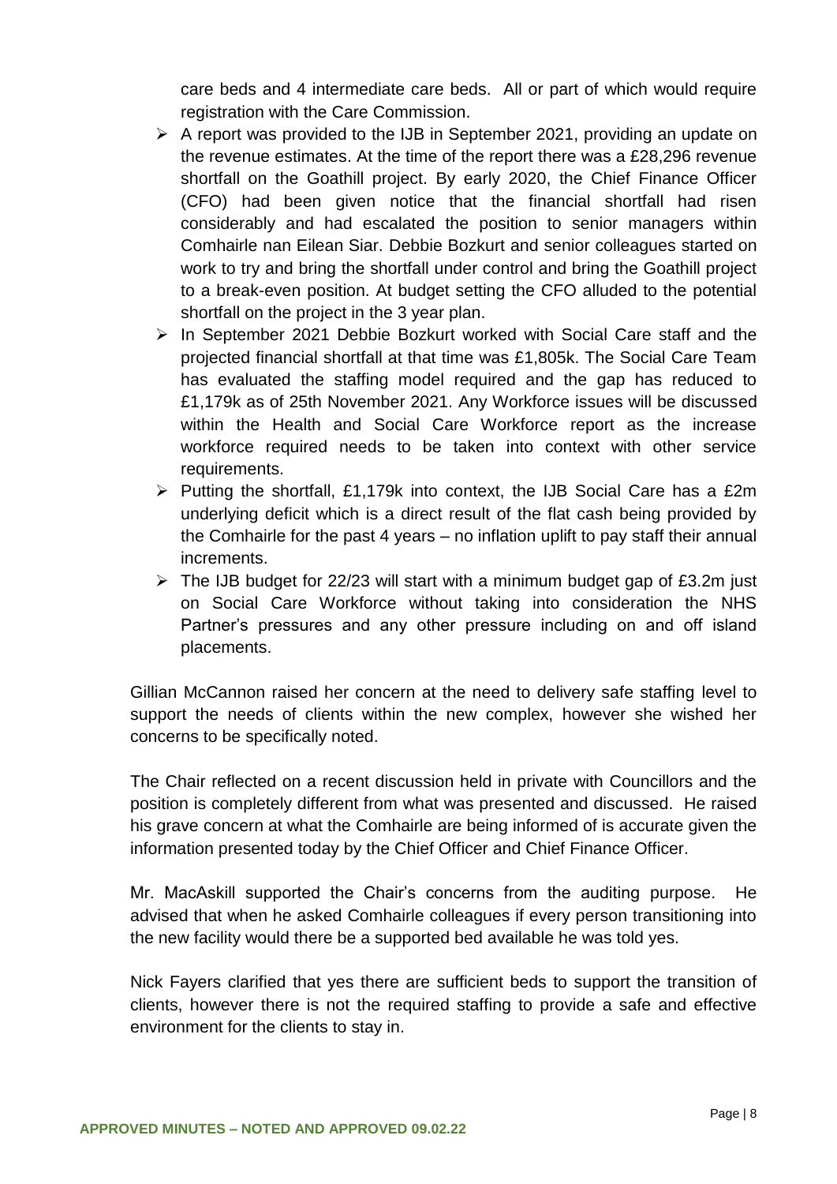care beds and 4 intermediate care beds. All or part of which would require registration with the Care Commission.

- A report was provided to the IJB in September 2021, providing an update on the revenue estimates. At the time of the report there was a £28,296 revenue shortfall on the Goathill project. By early 2020, the Chief Finance Officer (CFO) had been given notice that the financial shortfall had risen considerably and had escalated the position to senior managers within Comhairle nan Eilean Siar. Debbie Bozkurt and senior colleagues started on work to try and bring the shortfall under control and bring the Goathill project to a break-even position. At budget setting the CFO alluded to the potential shortfall on the project in the 3 year plan.
- In September 2021 Debbie Bozkurt worked with Social Care staff and the projected financial shortfall at that time was £1,805k. The Social Care Team has evaluated the staffing model required and the gap has reduced to £1,179k as of 25th November 2021. Any Workforce issues will be discussed within the Health and Social Care Workforce report as the increase workforce required needs to be taken into context with other service requirements.
- Putting the shortfall, £1,179k into context, the IJB Social Care has a £2m underlying deficit which is a direct result of the flat cash being provided by the Comhairle for the past 4 years – no inflation uplift to pay staff their annual increments.
- The IJB budget for 22/23 will start with a minimum budget gap of £3.2m just on Social Care Workforce without taking into consideration the NHS Partner's pressures and any other pressure including on and off island placements.

Gillian McCannon raised her concern at the need to delivery safe staffing level to support the needs of clients within the new complex, however she wished her concerns to be specifically noted.

The Chair reflected on a recent discussion held in private with Councillors and the position is completely different from what was presented and discussed. He raised his grave concern at what the Comhairle are being informed of is accurate given the information presented today by the Chief Officer and Chief Finance Officer.

Mr. MacAskill supported the Chair's concerns from the auditing purpose. He advised that when he asked Comhairle colleagues if every person transitioning into the new facility would there be a supported bed available he was told yes.

Nick Fayers clarified that yes there are sufficient beds to support the transition of clients, however there is not the required staffing to provide a safe and effective environment for the clients to stay in.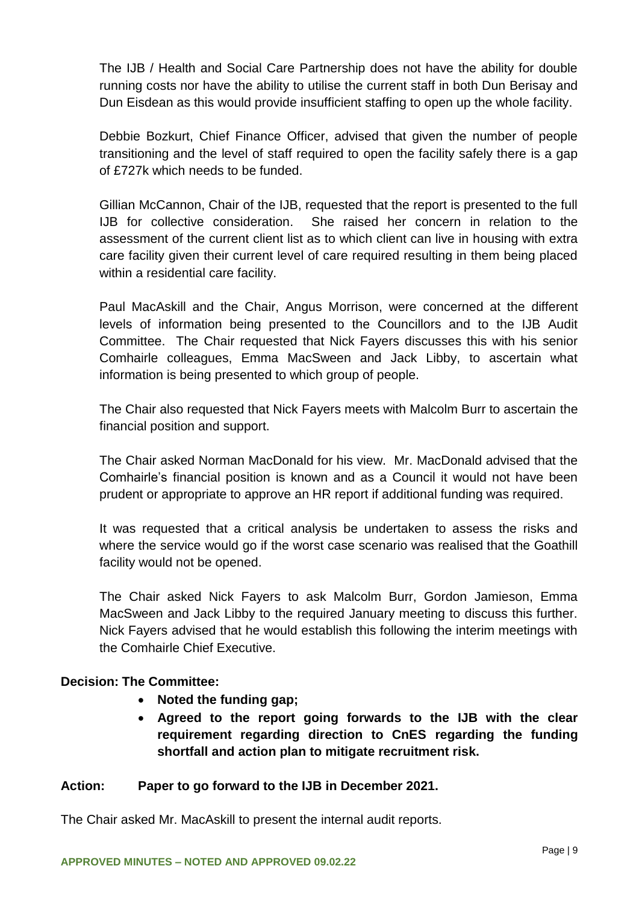The IJB / Health and Social Care Partnership does not have the ability for double running costs nor have the ability to utilise the current staff in both Dun Berisay and Dun Eisdean as this would provide insufficient staffing to open up the whole facility.

Debbie Bozkurt, Chief Finance Officer, advised that given the number of people transitioning and the level of staff required to open the facility safely there is a gap of £727k which needs to be funded.

Gillian McCannon, Chair of the IJB, requested that the report is presented to the full IJB for collective consideration. She raised her concern in relation to the assessment of the current client list as to which client can live in housing with extra care facility given their current level of care required resulting in them being placed within a residential care facility.

Paul MacAskill and the Chair, Angus Morrison, were concerned at the different levels of information being presented to the Councillors and to the IJB Audit Committee. The Chair requested that Nick Fayers discusses this with his senior Comhairle colleagues, Emma MacSween and Jack Libby, to ascertain what information is being presented to which group of people.

The Chair also requested that Nick Fayers meets with Malcolm Burr to ascertain the financial position and support.

The Chair asked Norman MacDonald for his view. Mr. MacDonald advised that the Comhairle's financial position is known and as a Council it would not have been prudent or appropriate to approve an HR report if additional funding was required.

It was requested that a critical analysis be undertaken to assess the risks and where the service would go if the worst case scenario was realised that the Goathill facility would not be opened.

The Chair asked Nick Fayers to ask Malcolm Burr, Gordon Jamieson, Emma MacSween and Jack Libby to the required January meeting to discuss this further. Nick Fayers advised that he would establish this following the interim meetings with the Comhairle Chief Executive.

**Decision: The Committee:**

- **Noted the funding gap;**
- **Agreed to the report going forwards to the IJB with the clear requirement regarding direction to CnES regarding the funding shortfall and action plan to mitigate recruitment risk.**

**Action: Paper to go forward to the IJB in December 2021.**

The Chair asked Mr. MacAskill to present the internal audit reports.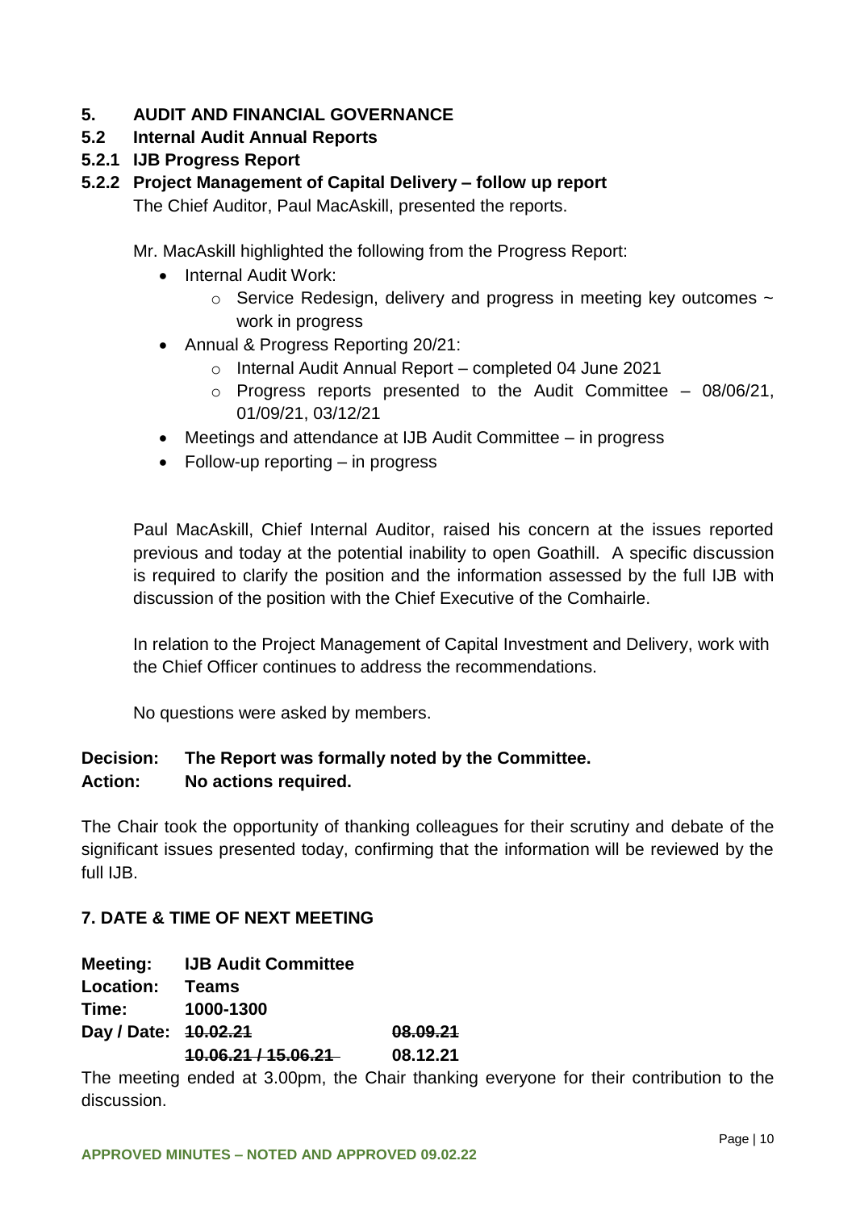## 5. AUDIT AND FINANCIAL GOVERNANCE

### 5.2 Internal Audit Annual Reports

#### 5.2.1 IJB Progress Report

#### 5.2.2 Project Management of Capital Delivery – follow up report

The Chief Auditor, Paul MacAskill, presented the reports.

Mr. MacAskill highlighted the following from the Progress Report:

- Internal Audit Work:
  - Service Redesign, delivery and progress in meeting key outcomes ~ work in progress
- Annual & Progress Reporting 20/21:
  - Internal Audit Annual Report – completed 04 June 2021
  - Progress reports presented to the Audit Committee – 08/06/21, 01/09/21, 03/12/21
- Meetings and attendance at IJB Audit Committee – in progress
- Follow-up reporting – in progress

Paul MacAskill, Chief Internal Auditor, raised his concern at the issues reported previous and today at the potential inability to open Goathill. A specific discussion is required to clarify the position and the information assessed by the full IJB with discussion of the position with the Chief Executive of the Comhairle.

In relation to the Project Management of Capital Investment and Delivery, work with the Chief Officer continues to address the recommendations.

No questions were asked by members.

**Decision: The Report was formally noted by the Committee.**
**Action: No actions required.**

The Chair took the opportunity of thanking colleagues for their scrutiny and debate of the significant issues presented today, confirming that the information will be reviewed by the full IJB.

## 7. DATE & TIME OF NEXT MEETING

**Meeting:** **IJB Audit Committee**
**Location:** **Teams**
**Time:** **1000-1300**
**Day / Date:** **~~10.02.21~~** **~~08.09.21~~**
**~~10.06.21 / 15.06.21~~** **08.12.21**

The meeting ended at 3.00pm, the Chair thanking everyone for their contribution to the discussion.

**APPROVED MINUTES – NOTED AND APPROVED 09.02.22**